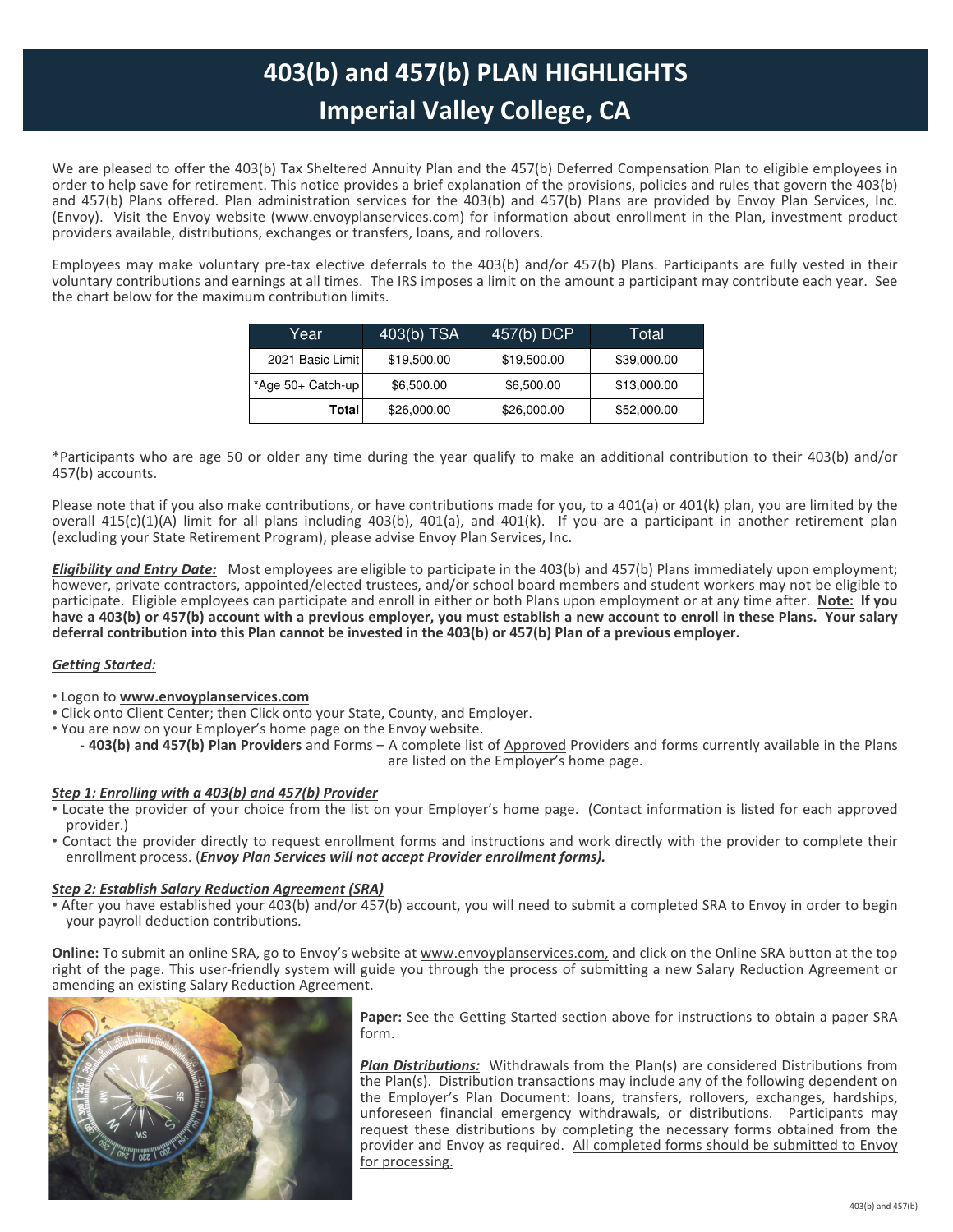# 403(b) and 457(b) PLAN HIGHLIGHTS
# Imperial Valley College, CA

We are pleased to offer the 403(b) Tax Sheltered Annuity Plan and the 457(b) Deferred Compensation Plan to eligible employees in order to help save for retirement. This notice provides a brief explanation of the provisions, policies and rules that govern the 403(b) and 457(b) Plans offered. Plan administration services for the 403(b) and 457(b) Plans are provided by Envoy Plan Services, Inc. (Envoy). Visit the Envoy website (www.envoyplanservices.com) for information about enrollment in the Plan, investment product providers available, distributions, exchanges or transfers, loans, and rollovers.

Employees may make voluntary pre-tax elective deferrals to the 403(b) and/or 457(b) Plans. Participants are fully vested in their voluntary contributions and earnings at all times. The IRS imposes a limit on the amount a participant may contribute each year. See the chart below for the maximum contribution limits.

| Year | 403(b) TSA | 457(b) DCP | Total |
|---|---|---|---|
| 2021 Basic Limit | $19,500.00 | $19,500.00 | $39,000.00 |
| *Age 50+ Catch-up | $6,500.00 | $6,500.00 | $13,000.00 |
| **Total** | $26,000.00 | $26,000.00 | $52,000.00 |

*Participants who are age 50 or older any time during the year qualify to make an additional contribution to their 403(b) and/or 457(b) accounts.

Please note that if you also make contributions, or have contributions made for you, to a 401(a) or 401(k) plan, you are limited by the overall 415(c)(1)(A) limit for all plans including 403(b), 401(a), and 401(k). If you are a participant in another retirement plan (excluding your State Retirement Program), please advise Envoy Plan Services, Inc.

***Eligibility and Entry Date:*** Most employees are eligible to participate in the 403(b) and 457(b) Plans immediately upon employment; however, private contractors, appointed/elected trustees, and/or school board members and student workers may not be eligible to participate. Eligible employees can participate and enroll in either or both Plans upon employment or at any time after. **Note: If you have a 403(b) or 457(b) account with a previous employer, you must establish a new account to enroll in these Plans. Your salary deferral contribution into this Plan cannot be invested in the 403(b) or 457(b) Plan of a previous employer.**

***Getting Started:***

- Logon to **www.envoyplanservices.com**
- Click onto Client Center; then Click onto your State, County, and Employer.
- You are now on your Employer's home page on the Envoy website.
  - **403(b) and 457(b) Plan Providers** and Forms – A complete list of Approved Providers and forms currently available in the Plans are listed on the Employer's home page.

***Step 1: Enrolling with a 403(b) and 457(b) Provider***

- Locate the provider of your choice from the list on your Employer's home page. (Contact information is listed for each approved provider.)
- Contact the provider directly to request enrollment forms and instructions and work directly with the provider to complete their enrollment process. (***Envoy Plan Services will not accept Provider enrollment forms).***

***Step 2: Establish Salary Reduction Agreement (SRA)***

- After you have established your 403(b) and/or 457(b) account, you will need to submit a completed SRA to Envoy in order to begin your payroll deduction contributions.

**Online:** To submit an online SRA, go to Envoy's website at www.envoyplanservices.com, and click on the Online SRA button at the top right of the page. This user-friendly system will guide you through the process of submitting a new Salary Reduction Agreement or amending an existing Salary Reduction Agreement.

**Paper:** See the Getting Started section above for instructions to obtain a paper SRA form.

***Plan Distributions:*** Withdrawals from the Plan(s) are considered Distributions from the Plan(s). Distribution transactions may include any of the following dependent on the Employer's Plan Document: loans, transfers, rollovers, exchanges, hardships, unforeseen financial emergency withdrawals, or distributions. Participants may request these distributions by completing the necessary forms obtained from the provider and Envoy as required. All completed forms should be submitted to Envoy for processing.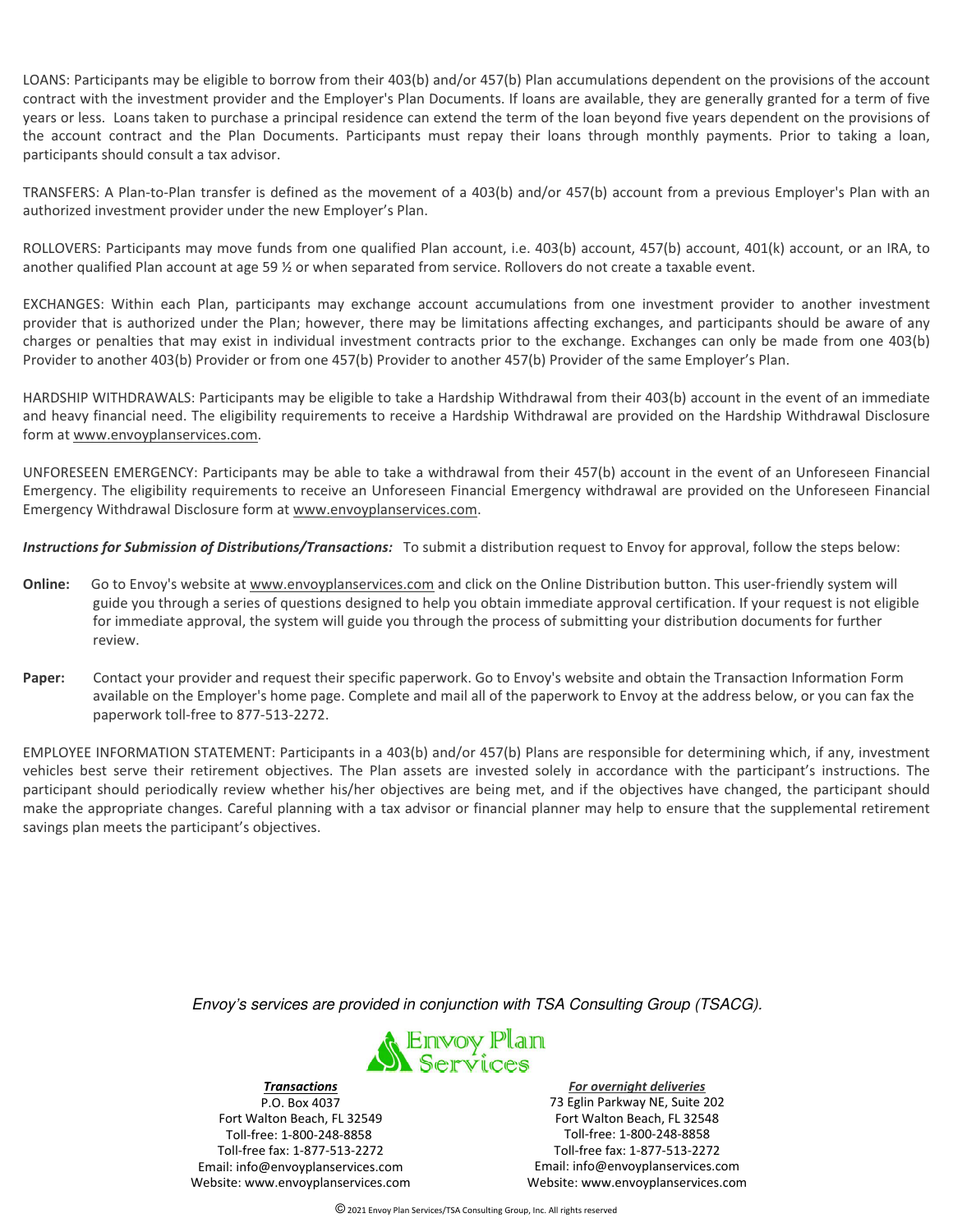LOANS: Participants may be eligible to borrow from their 403(b) and/or 457(b) Plan accumulations dependent on the provisions of the account contract with the investment provider and the Employer's Plan Documents. If loans are available, they are generally granted for a term of five years or less. Loans taken to purchase a principal residence can extend the term of the loan beyond five years dependent on the provisions of the account contract and the Plan Documents. Participants must repay their loans through monthly payments. Prior to taking a loan, participants should consult a tax advisor.

TRANSFERS: A Plan-to-Plan transfer is defined as the movement of a 403(b) and/or 457(b) account from a previous Employer's Plan with an authorized investment provider under the new Employer's Plan.

ROLLOVERS: Participants may move funds from one qualified Plan account, i.e. 403(b) account, 457(b) account, 401(k) account, or an IRA, to another qualified Plan account at age 59 ½ or when separated from service. Rollovers do not create a taxable event.

EXCHANGES: Within each Plan, participants may exchange account accumulations from one investment provider to another investment provider that is authorized under the Plan; however, there may be limitations affecting exchanges, and participants should be aware of any charges or penalties that may exist in individual investment contracts prior to the exchange. Exchanges can only be made from one 403(b) Provider to another 403(b) Provider or from one 457(b) Provider to another 457(b) Provider of the same Employer's Plan.

HARDSHIP WITHDRAWALS: Participants may be eligible to take a Hardship Withdrawal from their 403(b) account in the event of an immediate and heavy financial need. The eligibility requirements to receive a Hardship Withdrawal are provided on the Hardship Withdrawal Disclosure form at www.envoyplanservices.com.

UNFORESEEN EMERGENCY: Participants may be able to take a withdrawal from their 457(b) account in the event of an Unforeseen Financial Emergency. The eligibility requirements to receive an Unforeseen Financial Emergency withdrawal are provided on the Unforeseen Financial Emergency Withdrawal Disclosure form at www.envoyplanservices.com.

***Instructions for Submission of Distributions/Transactions:*** To submit a distribution request to Envoy for approval, follow the steps below:

**Online:** Go to Envoy's website at www.envoyplanservices.com and click on the Online Distribution button. This user-friendly system will guide you through a series of questions designed to help you obtain immediate approval certification. If your request is not eligible for immediate approval, the system will guide you through the process of submitting your distribution documents for further review.

**Paper:** Contact your provider and request their specific paperwork. Go to Envoy's website and obtain the Transaction Information Form available on the Employer's home page. Complete and mail all of the paperwork to Envoy at the address below, or you can fax the paperwork toll-free to 877-513-2272.

EMPLOYEE INFORMATION STATEMENT: Participants in a 403(b) and/or 457(b) Plans are responsible for determining which, if any, investment vehicles best serve their retirement objectives. The Plan assets are invested solely in accordance with the participant's instructions. The participant should periodically review whether his/her objectives are being met, and if the objectives have changed, the participant should make the appropriate changes. Careful planning with a tax advisor or financial planner may help to ensure that the supplemental retirement savings plan meets the participant's objectives.

*Envoy's services are provided in conjunction with TSA Consulting Group (TSACG).*

Envoy Plan Services

***Transactions***
P.O. Box 4037
Fort Walton Beach, FL 32549
Toll-free: 1-800-248-8858
Toll-free fax: 1-877-513-2272
Email: info@envoyplanservices.com
Website: www.envoyplanservices.com

***For overnight deliveries***
73 Eglin Parkway NE, Suite 202
Fort Walton Beach, FL 32548
Toll-free: 1-800-248-8858
Toll-free fax: 1-877-513-2272
Email: info@envoyplanservices.com
Website: www.envoyplanservices.com

© 2021 Envoy Plan Services/TSA Consulting Group, Inc. All rights reserved